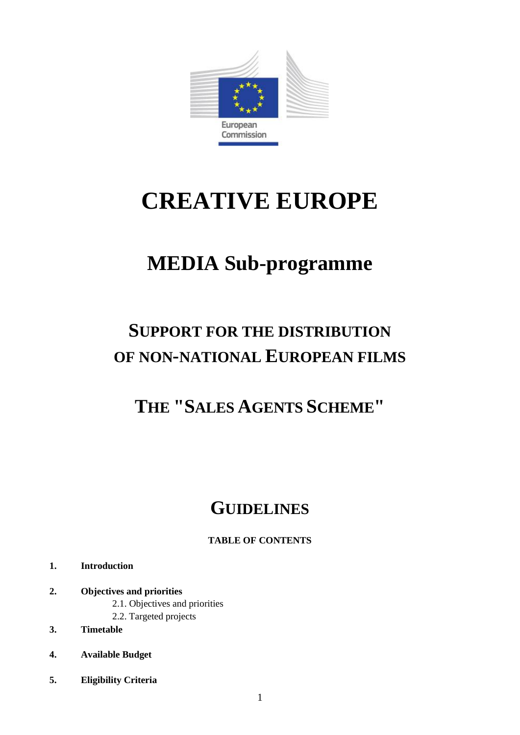European Commission

# CREATIVE EUROPE

## MEDIA Sub-programme

## SUPPORT FOR THE DISTRIBUTION OF NON-NATIONAL EUROPEAN FILMS

## THE "SALES AGENTS SCHEME"

## GUIDELINES

**TABLE OF CONTENTS**

**1. Introduction**

**2. Objectives and priorities**
- 2.1. Objectives and priorities
- 2.2. Targeted projects

**3. Timetable**

**4. Available Budget**

**5. Eligibility Criteria**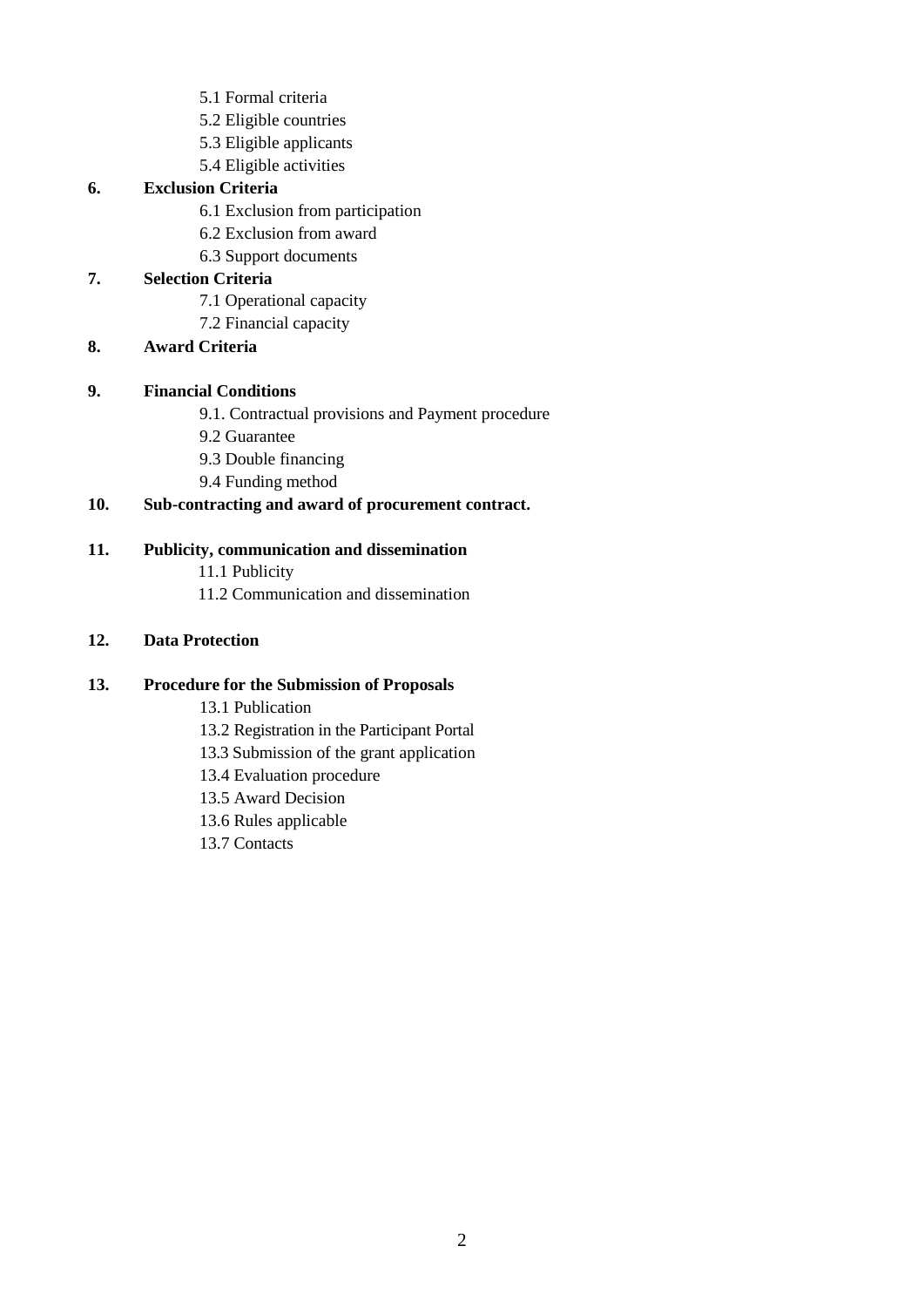- 5.1 Formal criteria
- 5.2 Eligible countries
- 5.3 Eligible applicants
- 5.4 Eligible activities

**6. Exclusion Criteria**

- 6.1 Exclusion from participation
- 6.2 Exclusion from award
- 6.3 Support documents

**7. Selection Criteria**

- 7.1 Operational capacity
- 7.2 Financial capacity

**8. Award Criteria**

**9. Financial Conditions**

- 9.1. Contractual provisions and Payment procedure
- 9.2 Guarantee
- 9.3 Double financing
- 9.4 Funding method

**10. Sub-contracting and award of procurement contract.**

**11. Publicity, communication and dissemination**

- 11.1 Publicity
- 11.2 Communication and dissemination

**12. Data Protection**

**13. Procedure for the Submission of Proposals**

- 13.1 Publication
- 13.2 Registration in the Participant Portal
- 13.3 Submission of the grant application
- 13.4 Evaluation procedure
- 13.5 Award Decision
- 13.6 Rules applicable
- 13.7 Contacts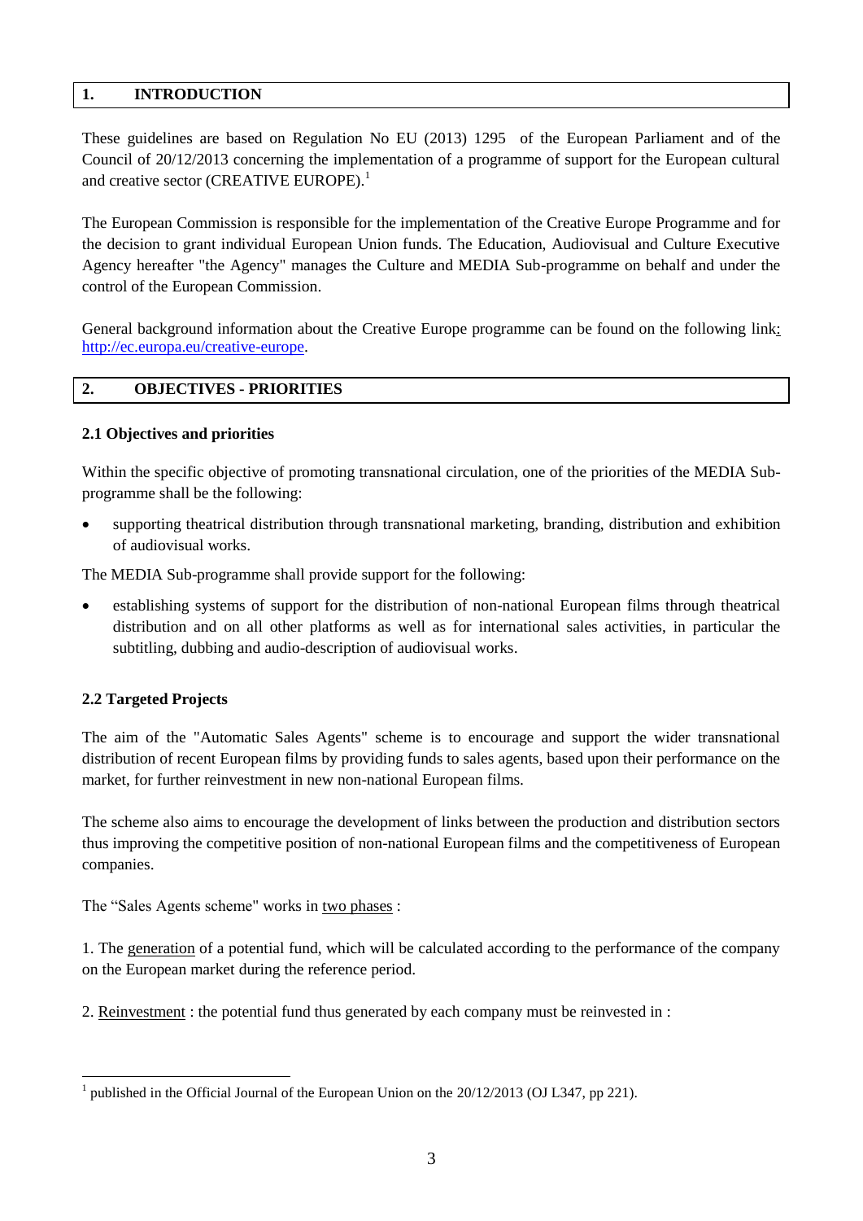## 1. INTRODUCTION

These guidelines are based on Regulation No EU (2013) 1295 of the European Parliament and of the Council of 20/12/2013 concerning the implementation of a programme of support for the European cultural and creative sector (CREATIVE EUROPE).[1]

The European Commission is responsible for the implementation of the Creative Europe Programme and for the decision to grant individual European Union funds. The Education, Audiovisual and Culture Executive Agency hereafter "the Agency" manages the Culture and MEDIA Sub-programme on behalf and under the control of the European Commission.

General background information about the Creative Europe programme can be found on the following link: http://ec.europa.eu/creative-europe.

## 2. OBJECTIVES - PRIORITIES

### 2.1 Objectives and priorities

Within the specific objective of promoting transnational circulation, one of the priorities of the MEDIA Sub-programme shall be the following:

- supporting theatrical distribution through transnational marketing, branding, distribution and exhibition of audiovisual works.

The MEDIA Sub-programme shall provide support for the following:

- establishing systems of support for the distribution of non-national European films through theatrical distribution and on all other platforms as well as for international sales activities, in particular the subtitling, dubbing and audio-description of audiovisual works.

### 2.2 Targeted Projects

The aim of the "Automatic Sales Agents" scheme is to encourage and support the wider transnational distribution of recent European films by providing funds to sales agents, based upon their performance on the market, for further reinvestment in new non-national European films.

The scheme also aims to encourage the development of links between the production and distribution sectors thus improving the competitive position of non-national European films and the competitiveness of European companies.

The "Sales Agents scheme" works in two phases :

1. The generation of a potential fund, which will be calculated according to the performance of the company on the European market during the reference period.

2. Reinvestment : the potential fund thus generated by each company must be reinvested in :

[1] published in the Official Journal of the European Union on the 20/12/2013 (OJ L347, pp 221).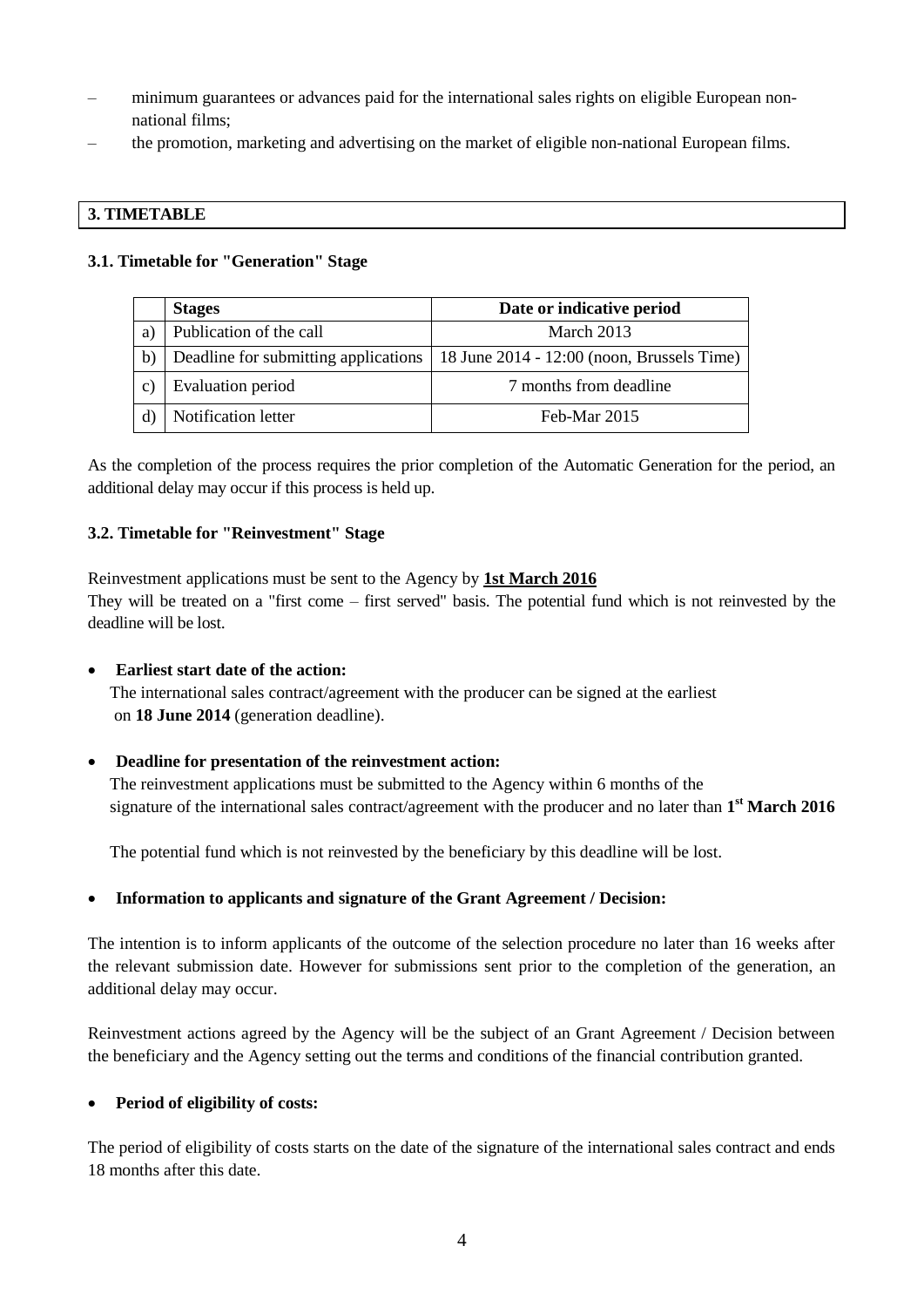– minimum guarantees or advances paid for the international sales rights on eligible European non-national films;
– the promotion, marketing and advertising on the market of eligible non-national European films.

## 3. TIMETABLE

### 3.1. Timetable for "Generation" Stage

| | Stages | Date or indicative period |
|---|---|---|
| a) | Publication of the call | March 2013 |
| b) | Deadline for submitting applications | 18 June 2014 - 12:00 (noon, Brussels Time) |
| c) | Evaluation period | 7 months from deadline |
| d) | Notification letter | Feb-Mar 2015 |

As the completion of the process requires the prior completion of the Automatic Generation for the period, an additional delay may occur if this process is held up.

### 3.2. Timetable for "Reinvestment" Stage

Reinvestment applications must be sent to the Agency by **1st March 2016**
They will be treated on a "first come – first served" basis. The potential fund which is not reinvested by the deadline will be lost.

- **Earliest start date of the action:**
  The international sales contract/agreement with the producer can be signed at the earliest on **18 June 2014** (generation deadline).

- **Deadline for presentation of the reinvestment action:**
  The reinvestment applications must be submitted to the Agency within 6 months of the signature of the international sales contract/agreement with the producer and no later than **1st March 2016**

  The potential fund which is not reinvested by the beneficiary by this deadline will be lost.

- **Information to applicants and signature of the Grant Agreement / Decision:**

The intention is to inform applicants of the outcome of the selection procedure no later than 16 weeks after the relevant submission date. However for submissions sent prior to the completion of the generation, an additional delay may occur.

Reinvestment actions agreed by the Agency will be the subject of an Grant Agreement / Decision between the beneficiary and the Agency setting out the terms and conditions of the financial contribution granted.

- **Period of eligibility of costs:**

The period of eligibility of costs starts on the date of the signature of the international sales contract and ends 18 months after this date.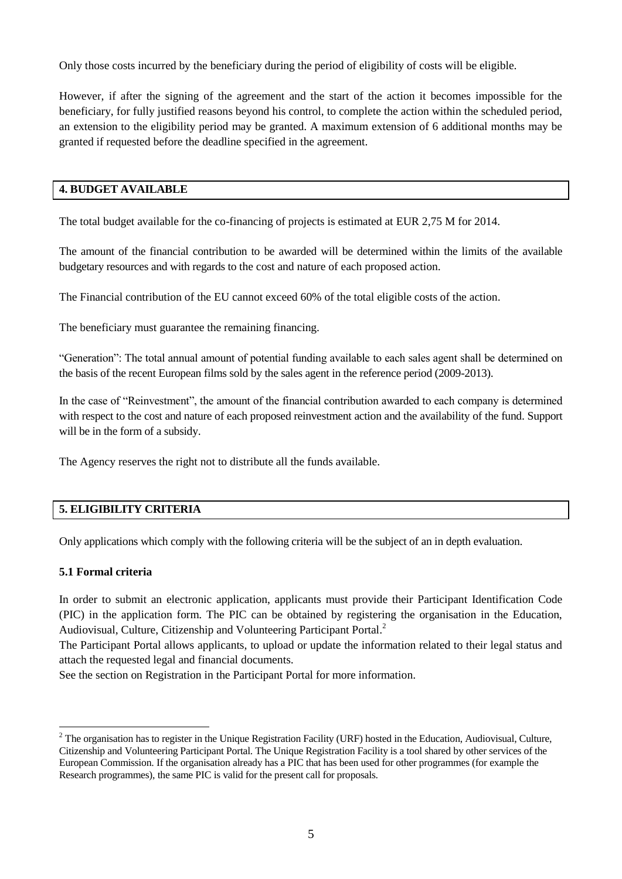Only those costs incurred by the beneficiary during the period of eligibility of costs will be eligible.

However, if after the signing of the agreement and the start of the action it becomes impossible for the beneficiary, for fully justified reasons beyond his control, to complete the action within the scheduled period, an extension to the eligibility period may be granted. A maximum extension of 6 additional months may be granted if requested before the deadline specified in the agreement.

## 4. BUDGET AVAILABLE

The total budget available for the co-financing of projects is estimated at EUR 2,75 M for 2014.

The amount of the financial contribution to be awarded will be determined within the limits of the available budgetary resources and with regards to the cost and nature of each proposed action.

The Financial contribution of the EU cannot exceed 60% of the total eligible costs of the action.

The beneficiary must guarantee the remaining financing.

"Generation": The total annual amount of potential funding available to each sales agent shall be determined on the basis of the recent European films sold by the sales agent in the reference period (2009-2013).

In the case of "Reinvestment", the amount of the financial contribution awarded to each company is determined with respect to the cost and nature of each proposed reinvestment action and the availability of the fund. Support will be in the form of a subsidy.

The Agency reserves the right not to distribute all the funds available.

## 5. ELIGIBILITY CRITERIA

Only applications which comply with the following criteria will be the subject of an in depth evaluation.

### 5.1 Formal criteria

In order to submit an electronic application, applicants must provide their Participant Identification Code (PIC) in the application form. The PIC can be obtained by registering the organisation in the Education, Audiovisual, Culture, Citizenship and Volunteering Participant Portal.[2]

The Participant Portal allows applicants, to upload or update the information related to their legal status and attach the requested legal and financial documents.

See the section on Registration in the Participant Portal for more information.

[2] The organisation has to register in the Unique Registration Facility (URF) hosted in the Education, Audiovisual, Culture, Citizenship and Volunteering Participant Portal. The Unique Registration Facility is a tool shared by other services of the European Commission. If the organisation already has a PIC that has been used for other programmes (for example the Research programmes), the same PIC is valid for the present call for proposals.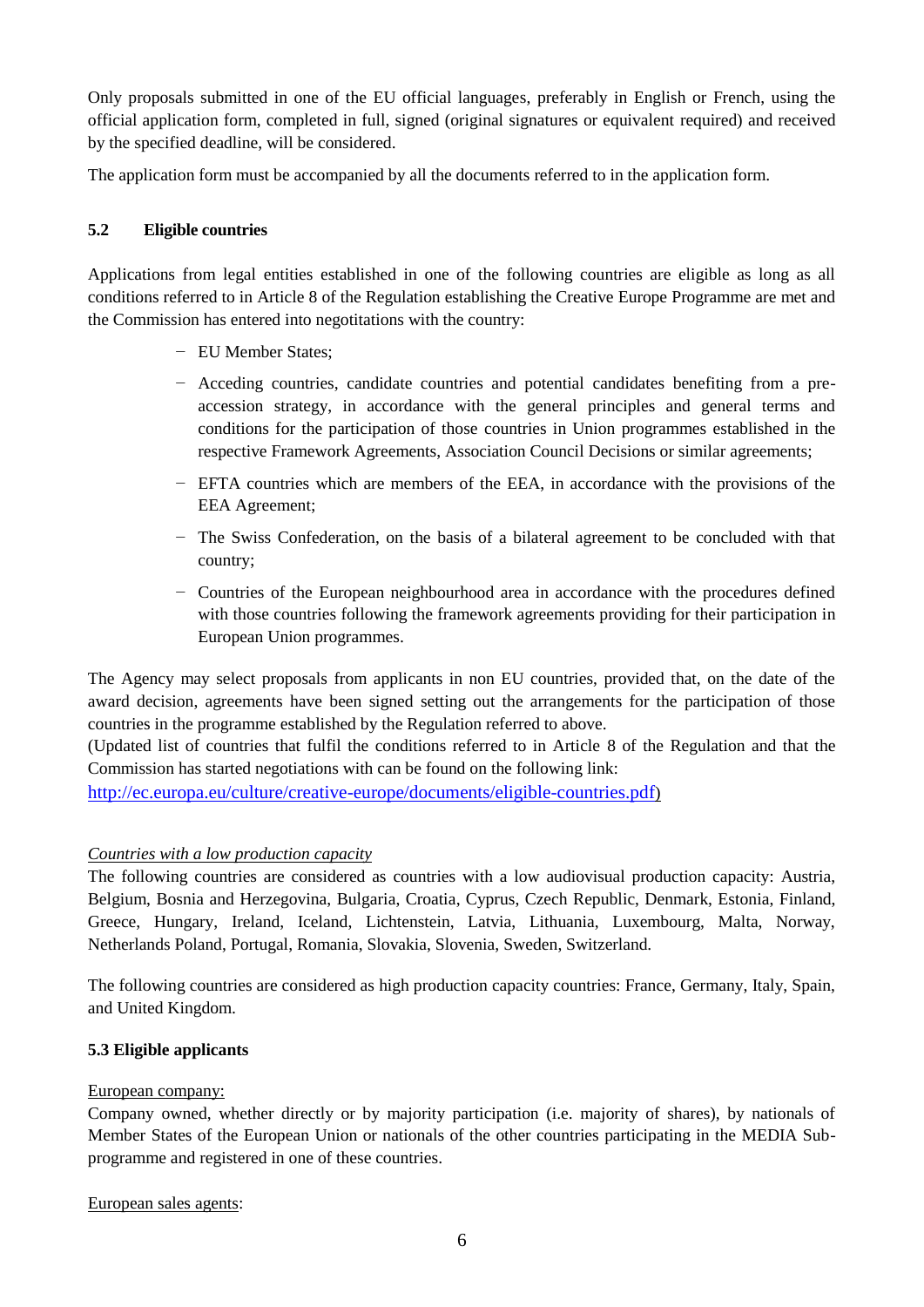Only proposals submitted in one of the EU official languages, preferably in English or French, using the official application form, completed in full, signed (original signatures or equivalent required) and received by the specified deadline, will be considered.

The application form must be accompanied by all the documents referred to in the application form.

## 5.2 Eligible countries

Applications from legal entities established in one of the following countries are eligible as long as all conditions referred to in Article 8 of the Regulation establishing the Creative Europe Programme are met and the Commission has entered into negotitations with the country:

- EU Member States;
- Acceding countries, candidate countries and potential candidates benefiting from a pre-accession strategy, in accordance with the general principles and general terms and conditions for the participation of those countries in Union programmes established in the respective Framework Agreements, Association Council Decisions or similar agreements;
- EFTA countries which are members of the EEA, in accordance with the provisions of the EEA Agreement;
- The Swiss Confederation, on the basis of a bilateral agreement to be concluded with that country;
- Countries of the European neighbourhood area in accordance with the procedures defined with those countries following the framework agreements providing for their participation in European Union programmes.

The Agency may select proposals from applicants in non EU countries, provided that, on the date of the award decision, agreements have been signed setting out the arrangements for the participation of those countries in the programme established by the Regulation referred to above.
(Updated list of countries that fulfil the conditions referred to in Article 8 of the Regulation and that the Commission has started negotiations with can be found on the following link: http://ec.europa.eu/culture/creative-europe/documents/eligible-countries.pdf)

*Countries with a low production capacity*
The following countries are considered as countries with a low audiovisual production capacity: Austria, Belgium, Bosnia and Herzegovina, Bulgaria, Croatia, Cyprus, Czech Republic, Denmark, Estonia, Finland, Greece, Hungary, Ireland, Iceland, Lichtenstein, Latvia, Lithuania, Luxembourg, Malta, Norway, Netherlands Poland, Portugal, Romania, Slovakia, Slovenia, Sweden, Switzerland.

The following countries are considered as high production capacity countries: France, Germany, Italy, Spain, and United Kingdom.

## 5.3 Eligible applicants

European company:
Company owned, whether directly or by majority participation (i.e. majority of shares), by nationals of Member States of the European Union or nationals of the other countries participating in the MEDIA Sub-programme and registered in one of these countries.

European sales agents: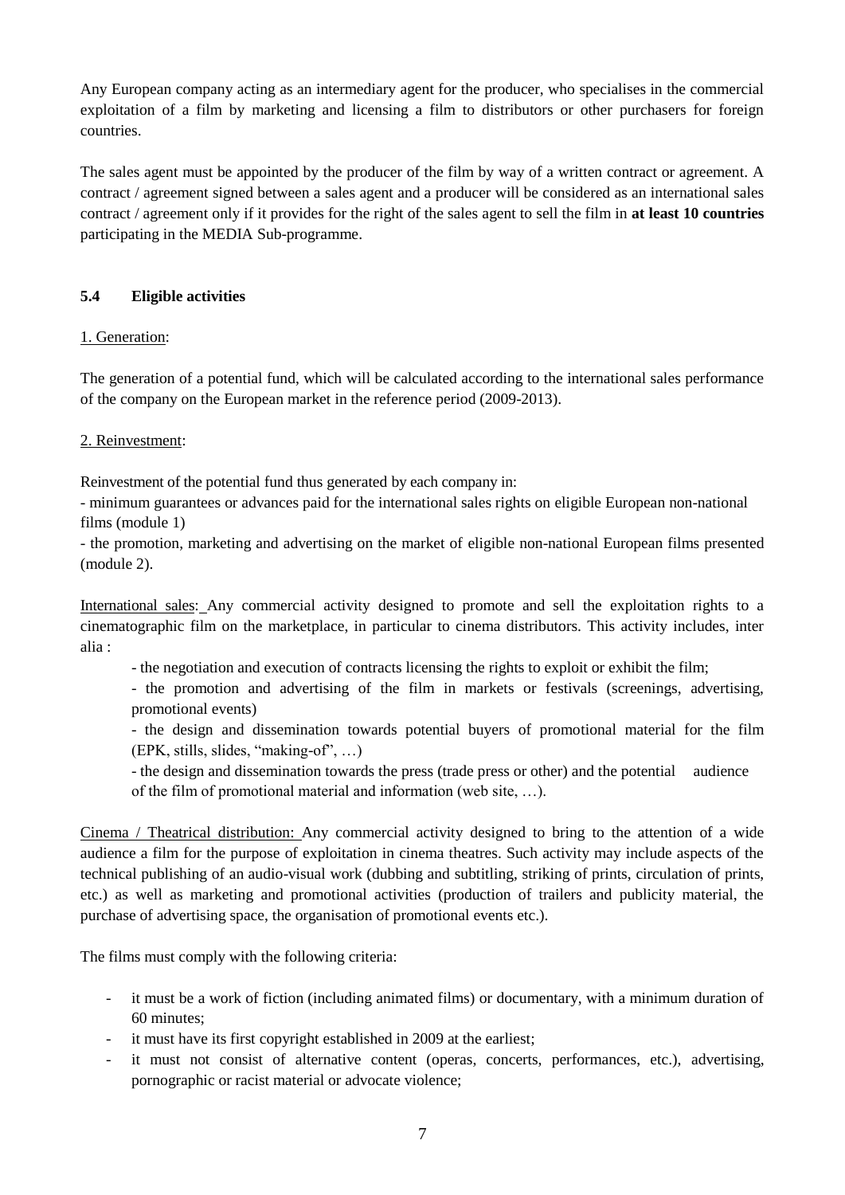Any European company acting as an intermediary agent for the producer, who specialises in the commercial exploitation of a film by marketing and licensing a film to distributors or other purchasers for foreign countries.

The sales agent must be appointed by the producer of the film by way of a written contract or agreement. A contract / agreement signed between a sales agent and a producer will be considered as an international sales contract / agreement only if it provides for the right of the sales agent to sell the film in **at least 10 countries** participating in the MEDIA Sub-programme.

### 5.4 Eligible activities

1. Generation:

The generation of a potential fund, which will be calculated according to the international sales performance of the company on the European market in the reference period (2009-2013).

2. Reinvestment:

Reinvestment of the potential fund thus generated by each company in:

- minimum guarantees or advances paid for the international sales rights on eligible European non-national films (module 1)
- the promotion, marketing and advertising on the market of eligible non-national European films presented (module 2).

International sales: Any commercial activity designed to promote and sell the exploitation rights to a cinematographic film on the marketplace, in particular to cinema distributors. This activity includes, inter alia :

- the negotiation and execution of contracts licensing the rights to exploit or exhibit the film;
- the promotion and advertising of the film in markets or festivals (screenings, advertising, promotional events)
- the design and dissemination towards potential buyers of promotional material for the film (EPK, stills, slides, "making-of", …)
- the design and dissemination towards the press (trade press or other) and the potential audience of the film of promotional material and information (web site, …).

Cinema / Theatrical distribution: Any commercial activity designed to bring to the attention of a wide audience a film for the purpose of exploitation in cinema theatres. Such activity may include aspects of the technical publishing of an audio-visual work (dubbing and subtitling, striking of prints, circulation of prints, etc.) as well as marketing and promotional activities (production of trailers and publicity material, the purchase of advertising space, the organisation of promotional events etc.).

The films must comply with the following criteria:

- it must be a work of fiction (including animated films) or documentary, with a minimum duration of 60 minutes;
- it must have its first copyright established in 2009 at the earliest;
- it must not consist of alternative content (operas, concerts, performances, etc.), advertising, pornographic or racist material or advocate violence;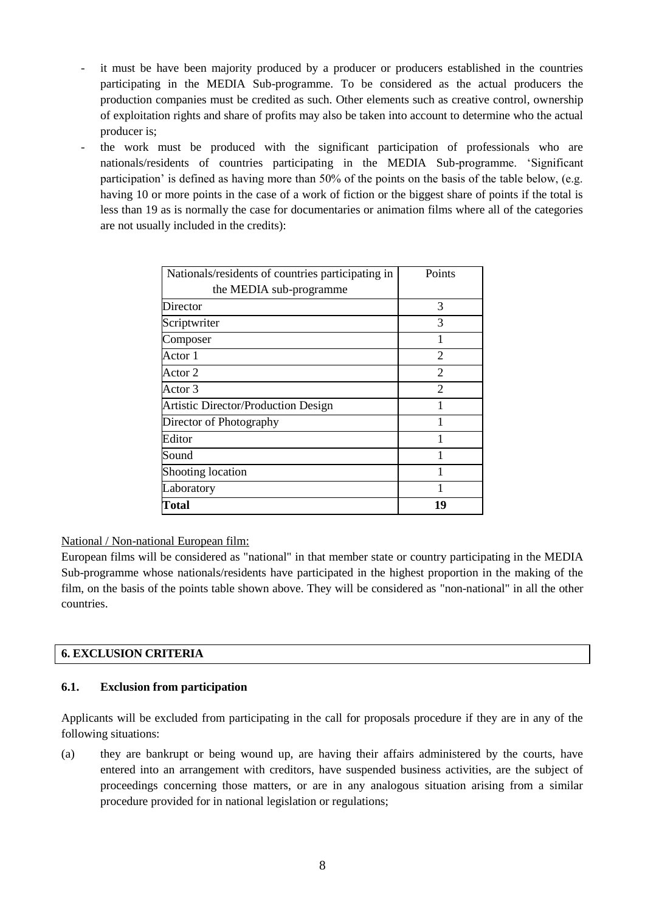- it must be have been majority produced by a producer or producers established in the countries participating in the MEDIA Sub-programme. To be considered as the actual producers the production companies must be credited as such. Other elements such as creative control, ownership of exploitation rights and share of profits may also be taken into account to determine who the actual producer is;
- the work must be produced with the significant participation of professionals who are nationals/residents of countries participating in the MEDIA Sub-programme. 'Significant participation' is defined as having more than 50% of the points on the basis of the table below, (e.g. having 10 or more points in the case of a work of fiction or the biggest share of points if the total is less than 19 as is normally the case for documentaries or animation films where all of the categories are not usually included in the credits):

| Nationals/residents of countries participating in the MEDIA sub-programme | Points |
|---|---|
| Director | 3 |
| Scriptwriter | 3 |
| Composer | 1 |
| Actor 1 | 2 |
| Actor 2 | 2 |
| Actor 3 | 2 |
| Artistic Director/Production Design | 1 |
| Director of Photography | 1 |
| Editor | 1 |
| Sound | 1 |
| Shooting location | 1 |
| Laboratory | 1 |
| **Total** | **19** |

National / Non-national European film:

European films will be considered as "national" in that member state or country participating in the MEDIA Sub-programme whose nationals/residents have participated in the highest proportion in the making of the film, on the basis of the points table shown above. They will be considered as "non-national" in all the other countries.

## 6. EXCLUSION CRITERIA

### 6.1. Exclusion from participation

Applicants will be excluded from participating in the call for proposals procedure if they are in any of the following situations:

(a) they are bankrupt or being wound up, are having their affairs administered by the courts, have entered into an arrangement with creditors, have suspended business activities, are the subject of proceedings concerning those matters, or are in any analogous situation arising from a similar procedure provided for in national legislation or regulations;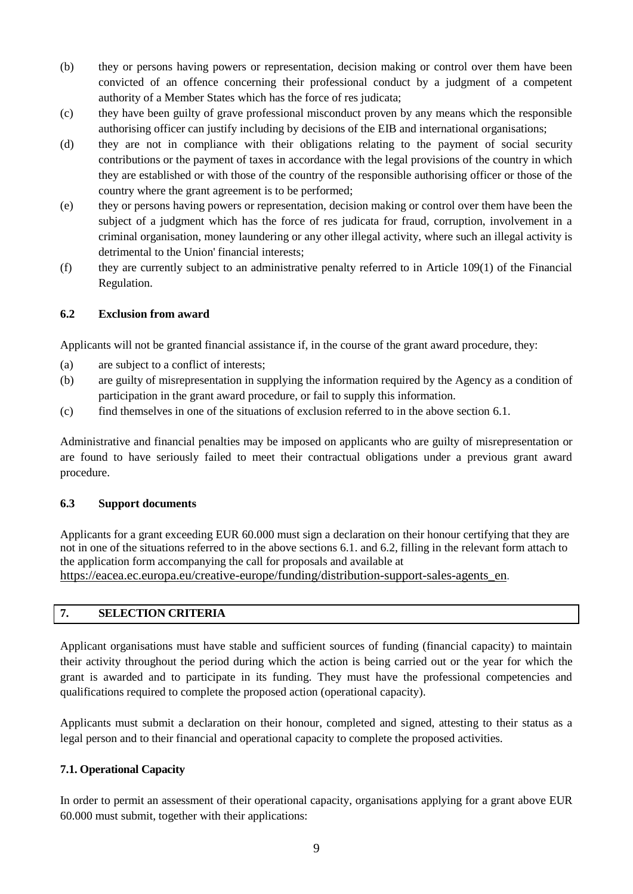(b) they or persons having powers or representation, decision making or control over them have been convicted of an offence concerning their professional conduct by a judgment of a competent authority of a Member States which has the force of res judicata;

(c) they have been guilty of grave professional misconduct proven by any means which the responsible authorising officer can justify including by decisions of the EIB and international organisations;

(d) they are not in compliance with their obligations relating to the payment of social security contributions or the payment of taxes in accordance with the legal provisions of the country in which they are established or with those of the country of the responsible authorising officer or those of the country where the grant agreement is to be performed;

(e) they or persons having powers or representation, decision making or control over them have been the subject of a judgment which has the force of res judicata for fraud, corruption, involvement in a criminal organisation, money laundering or any other illegal activity, where such an illegal activity is detrimental to the Union' financial interests;

(f) they are currently subject to an administrative penalty referred to in Article 109(1) of the Financial Regulation.

### 6.2 Exclusion from award

Applicants will not be granted financial assistance if, in the course of the grant award procedure, they:

(a) are subject to a conflict of interests;

(b) are guilty of misrepresentation in supplying the information required by the Agency as a condition of participation in the grant award procedure, or fail to supply this information.

(c) find themselves in one of the situations of exclusion referred to in the above section 6.1.

Administrative and financial penalties may be imposed on applicants who are guilty of misrepresentation or are found to have seriously failed to meet their contractual obligations under a previous grant award procedure.

### 6.3 Support documents

Applicants for a grant exceeding EUR 60.000 must sign a declaration on their honour certifying that they are not in one of the situations referred to in the above sections 6.1. and 6.2, filling in the relevant form attach to the application form accompanying the call for proposals and available at https://eacea.ec.europa.eu/creative-europe/funding/distribution-support-sales-agents_en.

## 7. SELECTION CRITERIA

Applicant organisations must have stable and sufficient sources of funding (financial capacity) to maintain their activity throughout the period during which the action is being carried out or the year for which the grant is awarded and to participate in its funding. They must have the professional competencies and qualifications required to complete the proposed action (operational capacity).

Applicants must submit a declaration on their honour, completed and signed, attesting to their status as a legal person and to their financial and operational capacity to complete the proposed activities.

### 7.1. Operational Capacity

In order to permit an assessment of their operational capacity, organisations applying for a grant above EUR 60.000 must submit, together with their applications: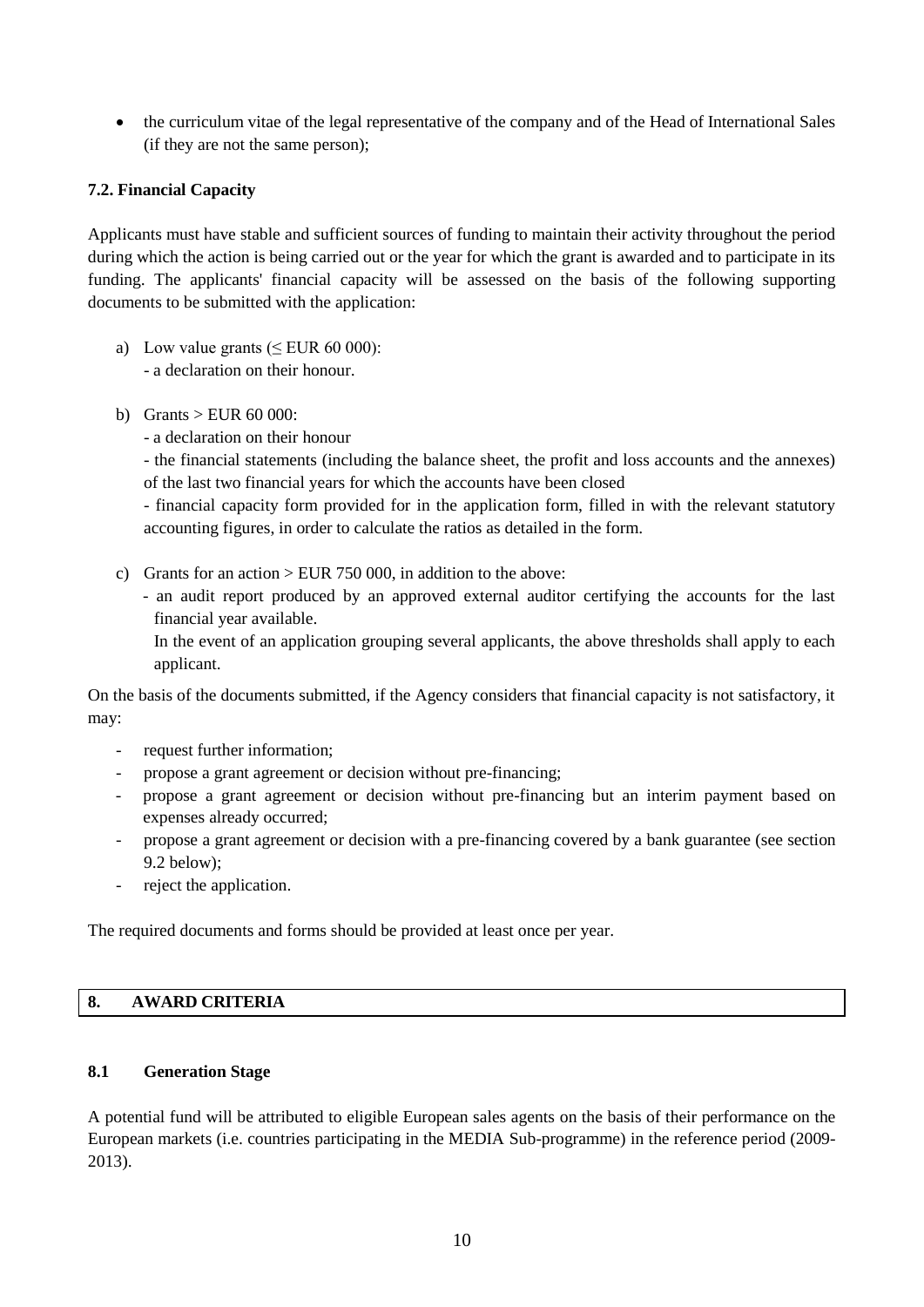- the curriculum vitae of the legal representative of the company and of the Head of International Sales (if they are not the same person);

### 7.2. Financial Capacity

Applicants must have stable and sufficient sources of funding to maintain their activity throughout the period during which the action is being carried out or the year for which the grant is awarded and to participate in its funding. The applicants' financial capacity will be assessed on the basis of the following supporting documents to be submitted with the application:

a) Low value grants (≤ EUR 60 000):
   - a declaration on their honour.

b) Grants > EUR 60 000:
   - a declaration on their honour
   - the financial statements (including the balance sheet, the profit and loss accounts and the annexes) of the last two financial years for which the accounts have been closed
   - financial capacity form provided for in the application form, filled in with the relevant statutory accounting figures, in order to calculate the ratios as detailed in the form.

c) Grants for an action > EUR 750 000, in addition to the above:
   - an audit report produced by an approved external auditor certifying the accounts for the last financial year available.

   In the event of an application grouping several applicants, the above thresholds shall apply to each applicant.

On the basis of the documents submitted, if the Agency considers that financial capacity is not satisfactory, it may:

- request further information;
- propose a grant agreement or decision without pre-financing;
- propose a grant agreement or decision without pre-financing but an interim payment based on expenses already occurred;
- propose a grant agreement or decision with a pre-financing covered by a bank guarantee (see section 9.2 below);
- reject the application.

The required documents and forms should be provided at least once per year.

## 8. AWARD CRITERIA

### 8.1 Generation Stage

A potential fund will be attributed to eligible European sales agents on the basis of their performance on the European markets (i.e. countries participating in the MEDIA Sub-programme) in the reference period (2009-2013).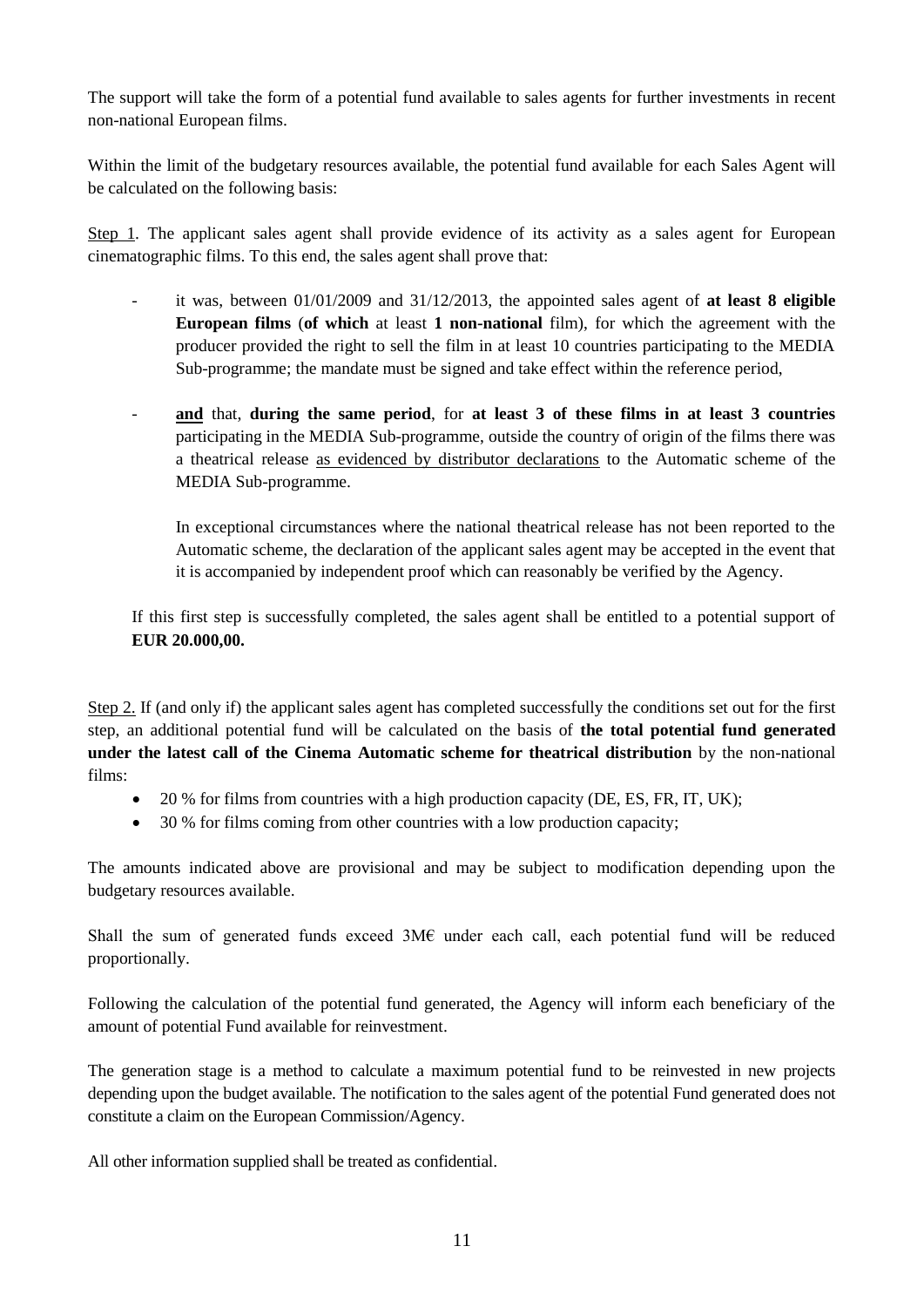The support will take the form of a potential fund available to sales agents for further investments in recent non-national European films.

Within the limit of the budgetary resources available, the potential fund available for each Sales Agent will be calculated on the following basis:

Step 1. The applicant sales agent shall provide evidence of its activity as a sales agent for European cinematographic films. To this end, the sales agent shall prove that:

- it was, between 01/01/2009 and 31/12/2013, the appointed sales agent of **at least 8 eligible European films** (**of which** at least **1 non-national** film), for which the agreement with the producer provided the right to sell the film in at least 10 countries participating to the MEDIA Sub-programme; the mandate must be signed and take effect within the reference period,

- **and** that, **during the same period**, for **at least 3 of these films in at least 3 countries** participating in the MEDIA Sub-programme, outside the country of origin of the films there was a theatrical release as evidenced by distributor declarations to the Automatic scheme of the MEDIA Sub-programme.

  In exceptional circumstances where the national theatrical release has not been reported to the Automatic scheme, the declaration of the applicant sales agent may be accepted in the event that it is accompanied by independent proof which can reasonably be verified by the Agency.

If this first step is successfully completed, the sales agent shall be entitled to a potential support of **EUR 20.000,00.**

Step 2. If (and only if) the applicant sales agent has completed successfully the conditions set out for the first step, an additional potential fund will be calculated on the basis of **the total potential fund generated under the latest call of the Cinema Automatic scheme for theatrical distribution** by the non-national films:

- 20 % for films from countries with a high production capacity (DE, ES, FR, IT, UK);
- 30 % for films coming from other countries with a low production capacity;

The amounts indicated above are provisional and may be subject to modification depending upon the budgetary resources available.

Shall the sum of generated funds exceed 3M€ under each call, each potential fund will be reduced proportionally.

Following the calculation of the potential fund generated, the Agency will inform each beneficiary of the amount of potential Fund available for reinvestment.

The generation stage is a method to calculate a maximum potential fund to be reinvested in new projects depending upon the budget available. The notification to the sales agent of the potential Fund generated does not constitute a claim on the European Commission/Agency.

All other information supplied shall be treated as confidential.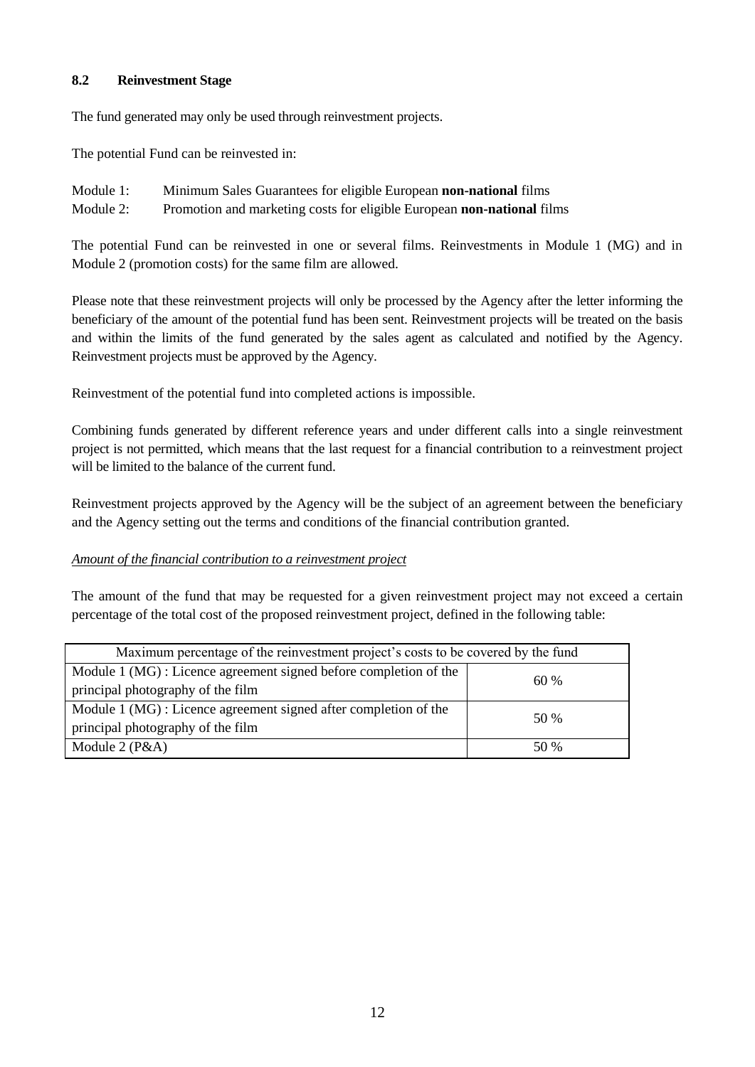### 8.2 Reinvestment Stage

The fund generated may only be used through reinvestment projects.

The potential Fund can be reinvested in:

Module 1: Minimum Sales Guarantees for eligible European **non-national** films
Module 2: Promotion and marketing costs for eligible European **non-national** films

The potential Fund can be reinvested in one or several films. Reinvestments in Module 1 (MG) and in Module 2 (promotion costs) for the same film are allowed.

Please note that these reinvestment projects will only be processed by the Agency after the letter informing the beneficiary of the amount of the potential fund has been sent. Reinvestment projects will be treated on the basis and within the limits of the fund generated by the sales agent as calculated and notified by the Agency. Reinvestment projects must be approved by the Agency.

Reinvestment of the potential fund into completed actions is impossible.

Combining funds generated by different reference years and under different calls into a single reinvestment project is not permitted, which means that the last request for a financial contribution to a reinvestment project will be limited to the balance of the current fund.

Reinvestment projects approved by the Agency will be the subject of an agreement between the beneficiary and the Agency setting out the terms and conditions of the financial contribution granted.

*Amount of the financial contribution to a reinvestment project*

The amount of the fund that may be requested for a given reinvestment project may not exceed a certain percentage of the total cost of the proposed reinvestment project, defined in the following table:

| Maximum percentage of the reinvestment project's costs to be covered by the fund | |
|---|---|
| Module 1 (MG) : Licence agreement signed before completion of the principal photography of the film | 60 % |
| Module 1 (MG) : Licence agreement signed after completion of the principal photography of the film | 50 % |
| Module 2 (P&A) | 50 % |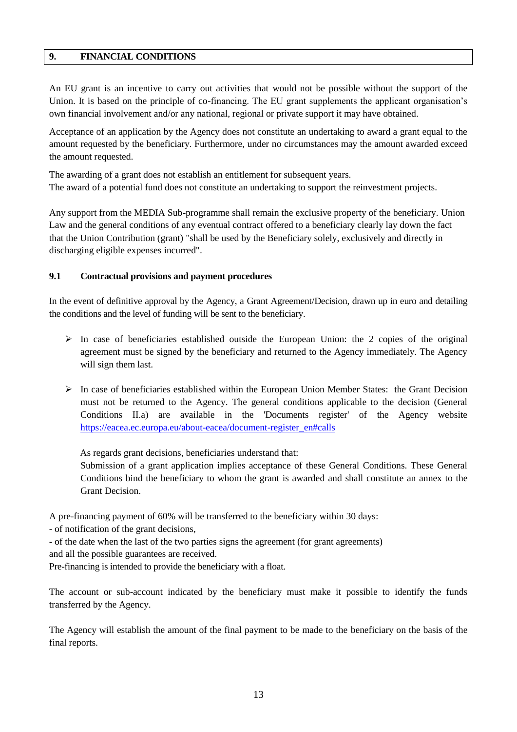## 9. FINANCIAL CONDITIONS

An EU grant is an incentive to carry out activities that would not be possible without the support of the Union. It is based on the principle of co-financing. The EU grant supplements the applicant organisation's own financial involvement and/or any national, regional or private support it may have obtained.

Acceptance of an application by the Agency does not constitute an undertaking to award a grant equal to the amount requested by the beneficiary. Furthermore, under no circumstances may the amount awarded exceed the amount requested.

The awarding of a grant does not establish an entitlement for subsequent years.
The award of a potential fund does not constitute an undertaking to support the reinvestment projects.

Any support from the MEDIA Sub-programme shall remain the exclusive property of the beneficiary. Union Law and the general conditions of any eventual contract offered to a beneficiary clearly lay down the fact that the Union Contribution (grant) "shall be used by the Beneficiary solely, exclusively and directly in discharging eligible expenses incurred".

### 9.1 Contractual provisions and payment procedures

In the event of definitive approval by the Agency, a Grant Agreement/Decision, drawn up in euro and detailing the conditions and the level of funding will be sent to the beneficiary.

- In case of beneficiaries established outside the European Union: the 2 copies of the original agreement must be signed by the beneficiary and returned to the Agency immediately. The Agency will sign them last.

- In case of beneficiaries established within the European Union Member States: the Grant Decision must not be returned to the Agency. The general conditions applicable to the decision (General Conditions II.a) are available in the 'Documents register' of the Agency website https://eacea.ec.europa.eu/about-eacea/document-register_en#calls

  As regards grant decisions, beneficiaries understand that:
  Submission of a grant application implies acceptance of these General Conditions. These General Conditions bind the beneficiary to whom the grant is awarded and shall constitute an annex to the Grant Decision.

A pre-financing payment of 60% will be transferred to the beneficiary within 30 days:
- of notification of the grant decisions,
- of the date when the last of the two parties signs the agreement (for grant agreements)
and all the possible guarantees are received.
Pre-financing is intended to provide the beneficiary with a float.

The account or sub-account indicated by the beneficiary must make it possible to identify the funds transferred by the Agency.

The Agency will establish the amount of the final payment to be made to the beneficiary on the basis of the final reports.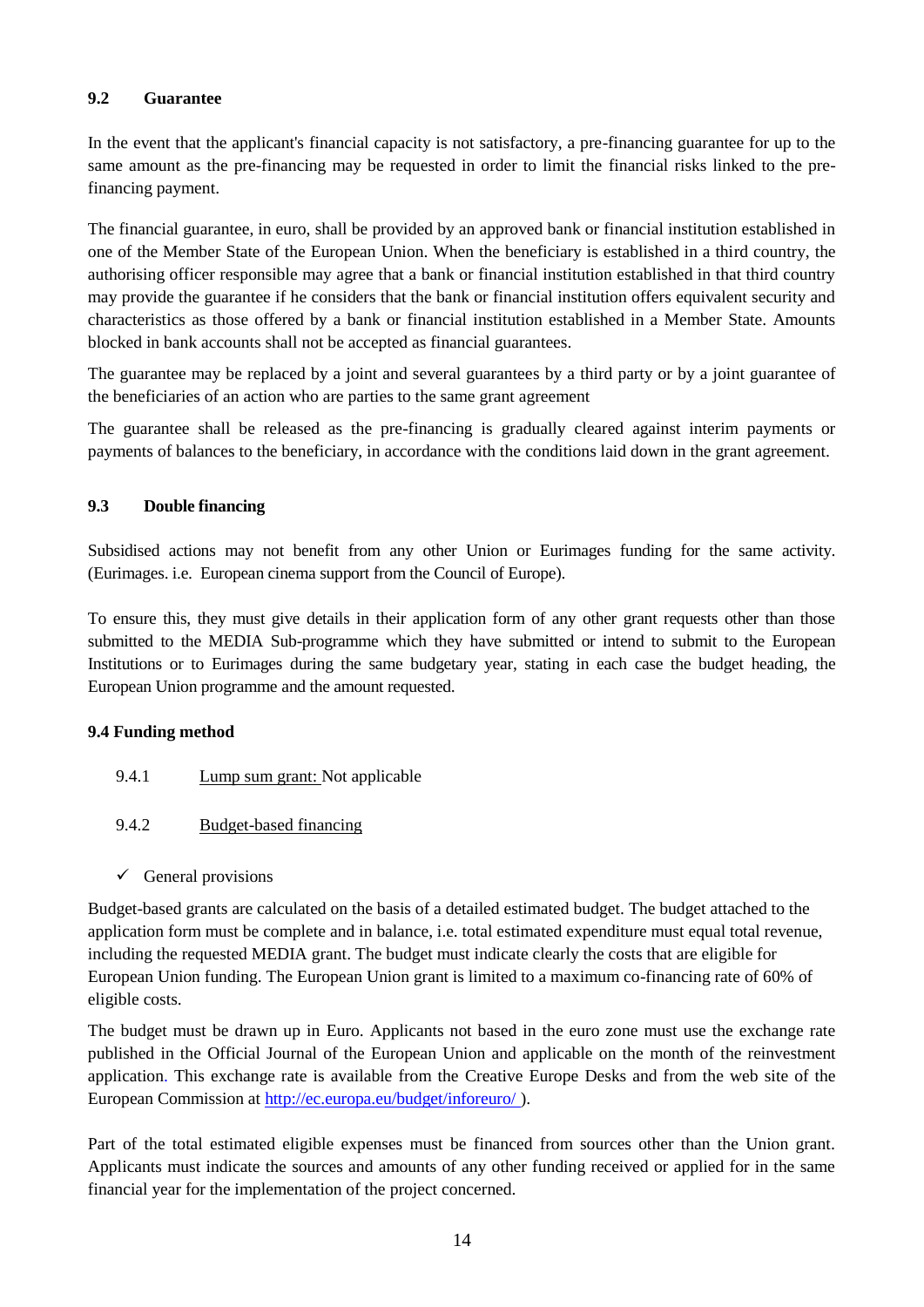### 9.2 Guarantee

In the event that the applicant's financial capacity is not satisfactory, a pre-financing guarantee for up to the same amount as the pre-financing may be requested in order to limit the financial risks linked to the pre-financing payment.

The financial guarantee, in euro, shall be provided by an approved bank or financial institution established in one of the Member State of the European Union. When the beneficiary is established in a third country, the authorising officer responsible may agree that a bank or financial institution established in that third country may provide the guarantee if he considers that the bank or financial institution offers equivalent security and characteristics as those offered by a bank or financial institution established in a Member State. Amounts blocked in bank accounts shall not be accepted as financial guarantees.

The guarantee may be replaced by a joint and several guarantees by a third party or by a joint guarantee of the beneficiaries of an action who are parties to the same grant agreement

The guarantee shall be released as the pre-financing is gradually cleared against interim payments or payments of balances to the beneficiary, in accordance with the conditions laid down in the grant agreement.

### 9.3 Double financing

Subsidised actions may not benefit from any other Union or Eurimages funding for the same activity. (Eurimages. i.e. European cinema support from the Council of Europe).

To ensure this, they must give details in their application form of any other grant requests other than those submitted to the MEDIA Sub-programme which they have submitted or intend to submit to the European Institutions or to Eurimages during the same budgetary year, stating in each case the budget heading, the European Union programme and the amount requested.

### 9.4 Funding method

9.4.1 Lump sum grant: Not applicable

9.4.2 Budget-based financing

- ✓ General provisions

Budget-based grants are calculated on the basis of a detailed estimated budget. The budget attached to the application form must be complete and in balance, i.e. total estimated expenditure must equal total revenue, including the requested MEDIA grant. The budget must indicate clearly the costs that are eligible for European Union funding. The European Union grant is limited to a maximum co-financing rate of 60% of eligible costs.

The budget must be drawn up in Euro. Applicants not based in the euro zone must use the exchange rate published in the Official Journal of the European Union and applicable on the month of the reinvestment application. This exchange rate is available from the Creative Europe Desks and from the web site of the European Commission at http://ec.europa.eu/budget/inforeuro/ ).

Part of the total estimated eligible expenses must be financed from sources other than the Union grant. Applicants must indicate the sources and amounts of any other funding received or applied for in the same financial year for the implementation of the project concerned.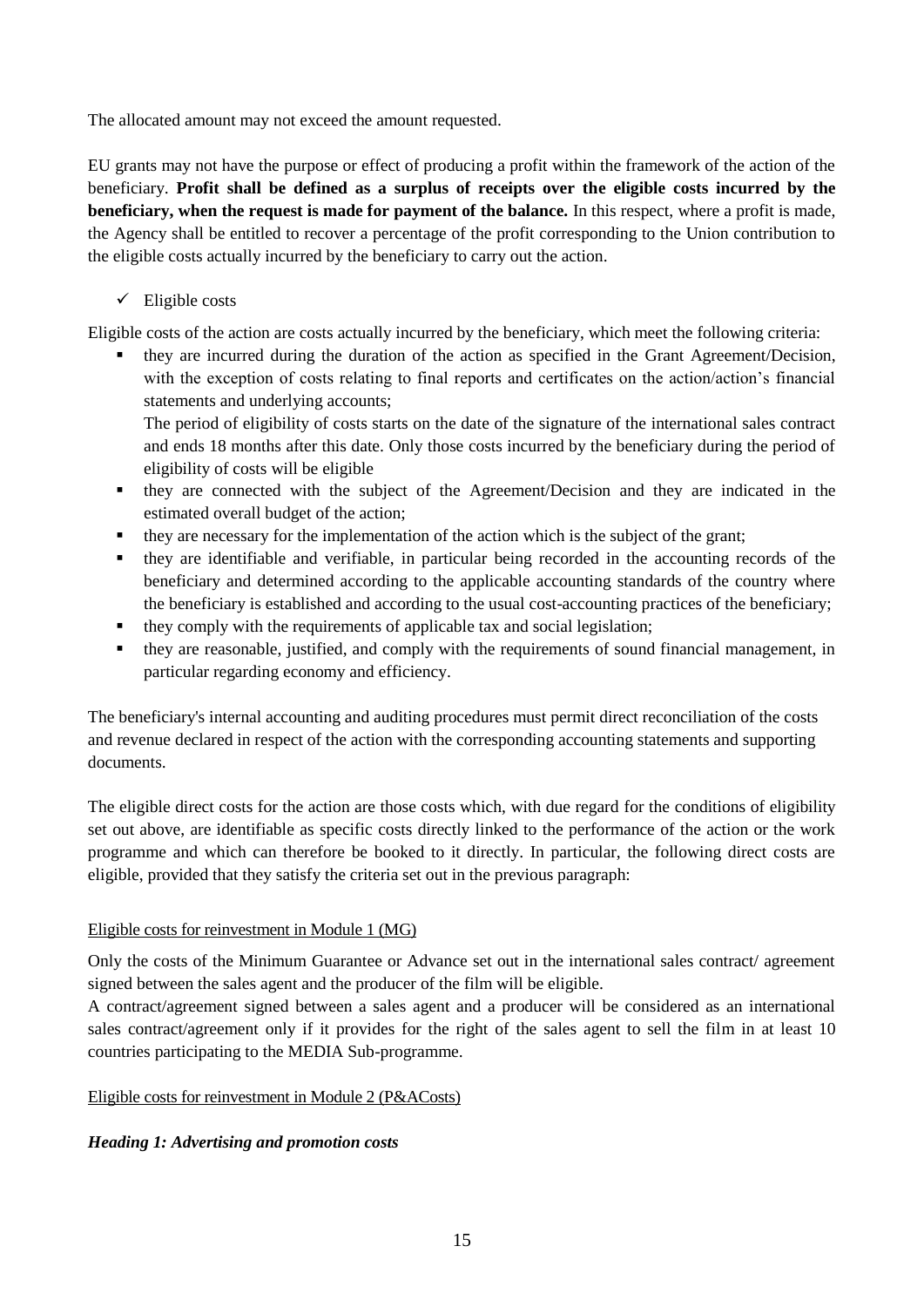The allocated amount may not exceed the amount requested.

EU grants may not have the purpose or effect of producing a profit within the framework of the action of the beneficiary. **Profit shall be defined as a surplus of receipts over the eligible costs incurred by the beneficiary, when the request is made for payment of the balance.** In this respect, where a profit is made, the Agency shall be entitled to recover a percentage of the profit corresponding to the Union contribution to the eligible costs actually incurred by the beneficiary to carry out the action.

- ✓ Eligible costs

Eligible costs of the action are costs actually incurred by the beneficiary, which meet the following criteria:

- they are incurred during the duration of the action as specified in the Grant Agreement/Decision, with the exception of costs relating to final reports and certificates on the action/action's financial statements and underlying accounts;

  The period of eligibility of costs starts on the date of the signature of the international sales contract and ends 18 months after this date. Only those costs incurred by the beneficiary during the period of eligibility of costs will be eligible
- they are connected with the subject of the Agreement/Decision and they are indicated in the estimated overall budget of the action;
- they are necessary for the implementation of the action which is the subject of the grant;
- they are identifiable and verifiable, in particular being recorded in the accounting records of the beneficiary and determined according to the applicable accounting standards of the country where the beneficiary is established and according to the usual cost-accounting practices of the beneficiary;
- they comply with the requirements of applicable tax and social legislation;
- they are reasonable, justified, and comply with the requirements of sound financial management, in particular regarding economy and efficiency.

The beneficiary's internal accounting and auditing procedures must permit direct reconciliation of the costs and revenue declared in respect of the action with the corresponding accounting statements and supporting documents.

The eligible direct costs for the action are those costs which, with due regard for the conditions of eligibility set out above, are identifiable as specific costs directly linked to the performance of the action or the work programme and which can therefore be booked to it directly. In particular, the following direct costs are eligible, provided that they satisfy the criteria set out in the previous paragraph:

<u>Eligible costs for reinvestment in Module 1 (MG)</u>

Only the costs of the Minimum Guarantee or Advance set out in the international sales contract/ agreement signed between the sales agent and the producer of the film will be eligible.

A contract/agreement signed between a sales agent and a producer will be considered as an international sales contract/agreement only if it provides for the right of the sales agent to sell the film in at least 10 countries participating to the MEDIA Sub-programme.

<u>Eligible costs for reinvestment in Module 2 (P&ACosts)</u>

***Heading 1: Advertising and promotion costs***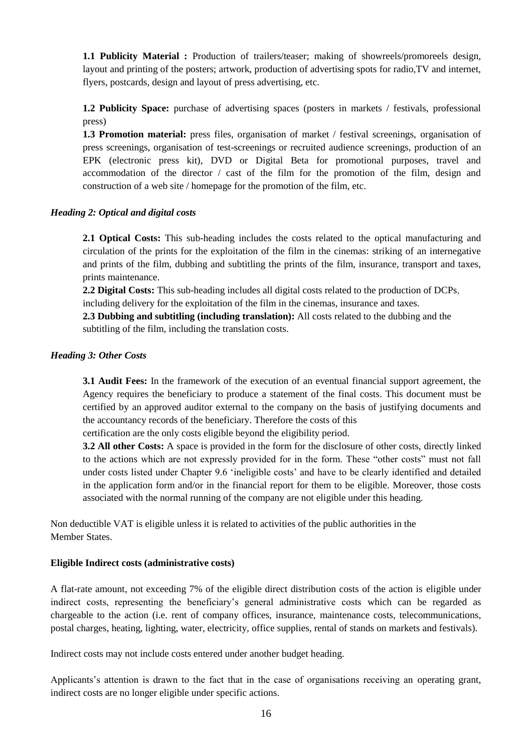**1.1 Publicity Material :** Production of trailers/teaser; making of showreels/promoreels design, layout and printing of the posters; artwork, production of advertising spots for radio,TV and internet, flyers, postcards, design and layout of press advertising, etc.

**1.2 Publicity Space:** purchase of advertising spaces (posters in markets / festivals, professional press)

**1.3 Promotion material:** press files, organisation of market / festival screenings, organisation of press screenings, organisation of test-screenings or recruited audience screenings, production of an EPK (electronic press kit), DVD or Digital Beta for promotional purposes, travel and accommodation of the director / cast of the film for the promotion of the film, design and construction of a web site / homepage for the promotion of the film, etc.

*Heading 2: Optical and digital costs*

**2.1 Optical Costs:** This sub-heading includes the costs related to the optical manufacturing and circulation of the prints for the exploitation of the film in the cinemas: striking of an internegative and prints of the film, dubbing and subtitling the prints of the film, insurance, transport and taxes, prints maintenance.

**2.2 Digital Costs:** This sub-heading includes all digital costs related to the production of DCPs, including delivery for the exploitation of the film in the cinemas, insurance and taxes.

**2.3 Dubbing and subtitling (including translation):** All costs related to the dubbing and the subtitling of the film, including the translation costs.

*Heading 3: Other Costs*

**3.1 Audit Fees:** In the framework of the execution of an eventual financial support agreement, the Agency requires the beneficiary to produce a statement of the final costs. This document must be certified by an approved auditor external to the company on the basis of justifying documents and the accountancy records of the beneficiary. Therefore the costs of this certification are the only costs eligible beyond the eligibility period.

**3.2 All other Costs:** A space is provided in the form for the disclosure of other costs, directly linked to the actions which are not expressly provided for in the form. These "other costs" must not fall under costs listed under Chapter 9.6 'ineligible costs' and have to be clearly identified and detailed in the application form and/or in the financial report for them to be eligible. Moreover, those costs associated with the normal running of the company are not eligible under this heading.

Non deductible VAT is eligible unless it is related to activities of the public authorities in the Member States.

**Eligible Indirect costs (administrative costs)**

A flat-rate amount, not exceeding 7% of the eligible direct distribution costs of the action is eligible under indirect costs, representing the beneficiary's general administrative costs which can be regarded as chargeable to the action (i.e. rent of company offices, insurance, maintenance costs, telecommunications, postal charges, heating, lighting, water, electricity, office supplies, rental of stands on markets and festivals).

Indirect costs may not include costs entered under another budget heading.

Applicants's attention is drawn to the fact that in the case of organisations receiving an operating grant, indirect costs are no longer eligible under specific actions.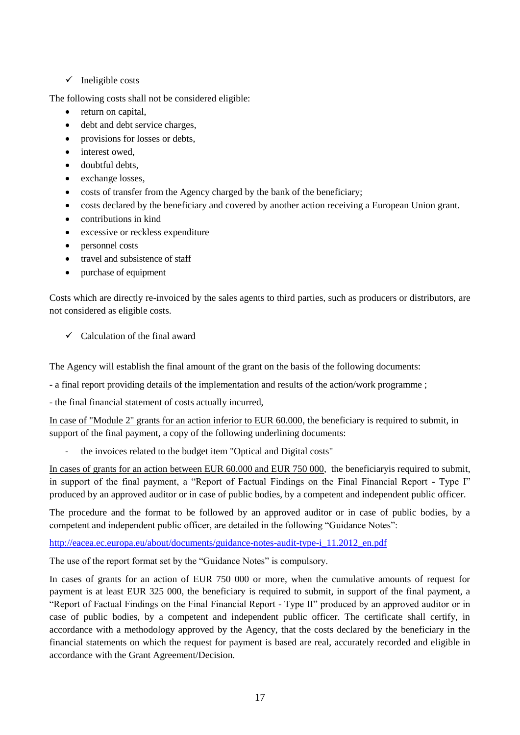- ✓ Ineligible costs

The following costs shall not be considered eligible:

- return on capital,
- debt and debt service charges,
- provisions for losses or debts,
- interest owed,
- doubtful debts,
- exchange losses,
- costs of transfer from the Agency charged by the bank of the beneficiary;
- costs declared by the beneficiary and covered by another action receiving a European Union grant.
- contributions in kind
- excessive or reckless expenditure
- personnel costs
- travel and subsistence of staff
- purchase of equipment

Costs which are directly re-invoiced by the sales agents to third parties, such as producers or distributors, are not considered as eligible costs.

- ✓ Calculation of the final award

The Agency will establish the final amount of the grant on the basis of the following documents:

- a final report providing details of the implementation and results of the action/work programme ;

- the final financial statement of costs actually incurred,

<u>In case of "Module 2" grants for an action inferior to EUR 60.000</u>, the beneficiary is required to submit, in support of the final payment, a copy of the following underlining documents:

- the invoices related to the budget item "Optical and Digital costs"

<u>In cases of grants for an action between EUR 60.000 and EUR 750 000</u>, the beneficiaryis required to submit, in support of the final payment, a "Report of Factual Findings on the Final Financial Report - Type I" produced by an approved auditor or in case of public bodies, by a competent and independent public officer.

The procedure and the format to be followed by an approved auditor or in case of public bodies, by a competent and independent public officer, are detailed in the following "Guidance Notes":

http://eacea.ec.europa.eu/about/documents/guidance-notes-audit-type-i_11.2012_en.pdf

The use of the report format set by the "Guidance Notes" is compulsory.

In cases of grants for an action of EUR 750 000 or more, when the cumulative amounts of request for payment is at least EUR 325 000, the beneficiary is required to submit, in support of the final payment, a "Report of Factual Findings on the Final Financial Report - Type II" produced by an approved auditor or in case of public bodies, by a competent and independent public officer. The certificate shall certify, in accordance with a methodology approved by the Agency, that the costs declared by the beneficiary in the financial statements on which the request for payment is based are real, accurately recorded and eligible in accordance with the Grant Agreement/Decision.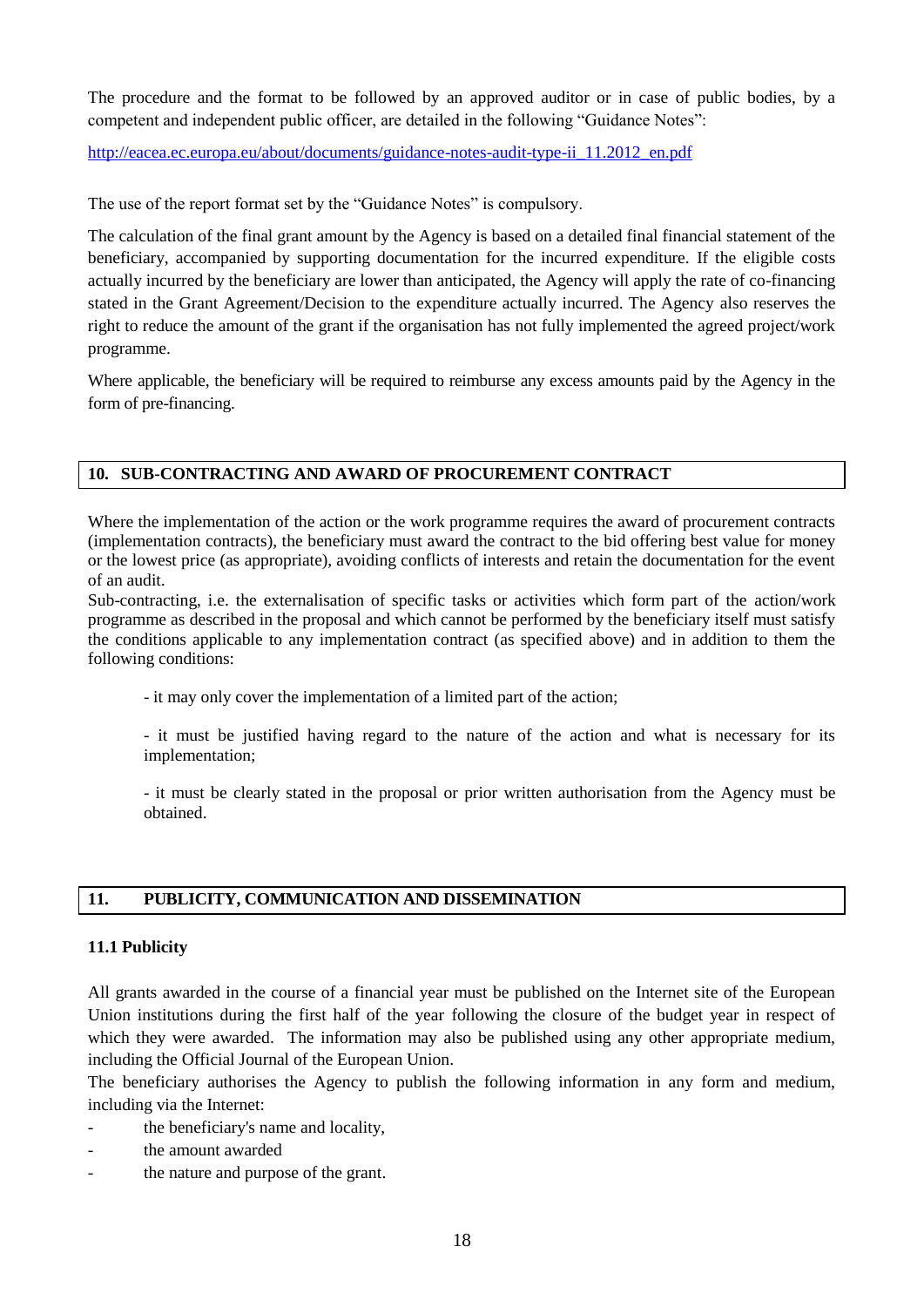The procedure and the format to be followed by an approved auditor or in case of public bodies, by a competent and independent public officer, are detailed in the following "Guidance Notes":

[http://eacea.ec.europa.eu/about/documents/guidance-notes-audit-type-ii_11.2012_en.pdf](http://eacea.ec.europa.eu/about/documents/guidance-notes-audit-type-ii_11.2012_en.pdf)

The use of the report format set by the "Guidance Notes" is compulsory.

The calculation of the final grant amount by the Agency is based on a detailed final financial statement of the beneficiary, accompanied by supporting documentation for the incurred expenditure. If the eligible costs actually incurred by the beneficiary are lower than anticipated, the Agency will apply the rate of co-financing stated in the Grant Agreement/Decision to the expenditure actually incurred. The Agency also reserves the right to reduce the amount of the grant if the organisation has not fully implemented the agreed project/work programme.

Where applicable, the beneficiary will be required to reimburse any excess amounts paid by the Agency in the form of pre-financing.

## 10. SUB-CONTRACTING AND AWARD OF PROCUREMENT CONTRACT

Where the implementation of the action or the work programme requires the award of procurement contracts (implementation contracts), the beneficiary must award the contract to the bid offering best value for money or the lowest price (as appropriate), avoiding conflicts of interests and retain the documentation for the event of an audit.

Sub-contracting, i.e. the externalisation of specific tasks or activities which form part of the action/work programme as described in the proposal and which cannot be performed by the beneficiary itself must satisfy the conditions applicable to any implementation contract (as specified above) and in addition to them the following conditions:

- it may only cover the implementation of a limited part of the action;
- it must be justified having regard to the nature of the action and what is necessary for its implementation;
- it must be clearly stated in the proposal or prior written authorisation from the Agency must be obtained.

## 11. PUBLICITY, COMMUNICATION AND DISSEMINATION

### 11.1 Publicity

All grants awarded in the course of a financial year must be published on the Internet site of the European Union institutions during the first half of the year following the closure of the budget year in respect of which they were awarded. The information may also be published using any other appropriate medium, including the Official Journal of the European Union.

The beneficiary authorises the Agency to publish the following information in any form and medium, including via the Internet:

- the beneficiary's name and locality,
- the amount awarded
- the nature and purpose of the grant.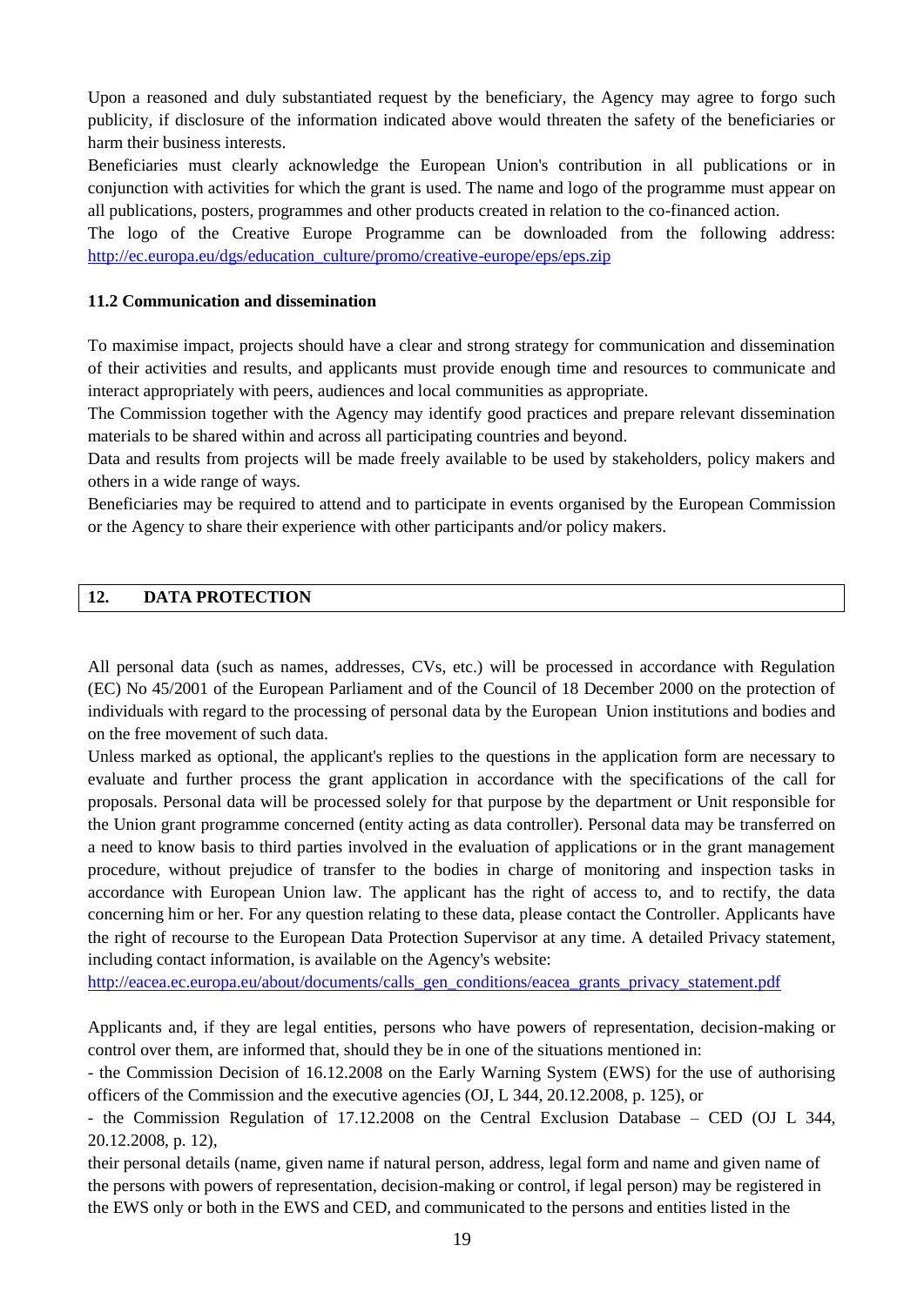Upon a reasoned and duly substantiated request by the beneficiary, the Agency may agree to forgo such publicity, if disclosure of the information indicated above would threaten the safety of the beneficiaries or harm their business interests.

Beneficiaries must clearly acknowledge the European Union's contribution in all publications or in conjunction with activities for which the grant is used. The name and logo of the programme must appear on all publications, posters, programmes and other products created in relation to the co-financed action.

The logo of the Creative Europe Programme can be downloaded from the following address: [http://ec.europa.eu/dgs/education_culture/promo/creative-europe/eps/eps.zip](http://ec.europa.eu/dgs/education_culture/promo/creative-europe/eps/eps.zip)

### 11.2 Communication and dissemination

To maximise impact, projects should have a clear and strong strategy for communication and dissemination of their activities and results, and applicants must provide enough time and resources to communicate and interact appropriately with peers, audiences and local communities as appropriate.

The Commission together with the Agency may identify good practices and prepare relevant dissemination materials to be shared within and across all participating countries and beyond.

Data and results from projects will be made freely available to be used by stakeholders, policy makers and others in a wide range of ways.

Beneficiaries may be required to attend and to participate in events organised by the European Commission or the Agency to share their experience with other participants and/or policy makers.

## 12. DATA PROTECTION

All personal data (such as names, addresses, CVs, etc.) will be processed in accordance with Regulation (EC) No 45/2001 of the European Parliament and of the Council of 18 December 2000 on the protection of individuals with regard to the processing of personal data by the European Union institutions and bodies and on the free movement of such data.

Unless marked as optional, the applicant's replies to the questions in the application form are necessary to evaluate and further process the grant application in accordance with the specifications of the call for proposals. Personal data will be processed solely for that purpose by the department or Unit responsible for the Union grant programme concerned (entity acting as data controller). Personal data may be transferred on a need to know basis to third parties involved in the evaluation of applications or in the grant management procedure, without prejudice of transfer to the bodies in charge of monitoring and inspection tasks in accordance with European Union law. The applicant has the right of access to, and to rectify, the data concerning him or her. For any question relating to these data, please contact the Controller. Applicants have the right of recourse to the European Data Protection Supervisor at any time. A detailed Privacy statement, including contact information, is available on the Agency's website:
[http://eacea.ec.europa.eu/about/documents/calls_gen_conditions/eacea_grants_privacy_statement.pdf](http://eacea.ec.europa.eu/about/documents/calls_gen_conditions/eacea_grants_privacy_statement.pdf)

Applicants and, if they are legal entities, persons who have powers of representation, decision-making or control over them, are informed that, should they be in one of the situations mentioned in:

- the Commission Decision of 16.12.2008 on the Early Warning System (EWS) for the use of authorising officers of the Commission and the executive agencies (OJ, L 344, 20.12.2008, p. 125), or
- the Commission Regulation of 17.12.2008 on the Central Exclusion Database – CED (OJ L 344, 20.12.2008, p. 12),

their personal details (name, given name if natural person, address, legal form and name and given name of the persons with powers of representation, decision-making or control, if legal person) may be registered in the EWS only or both in the EWS and CED, and communicated to the persons and entities listed in the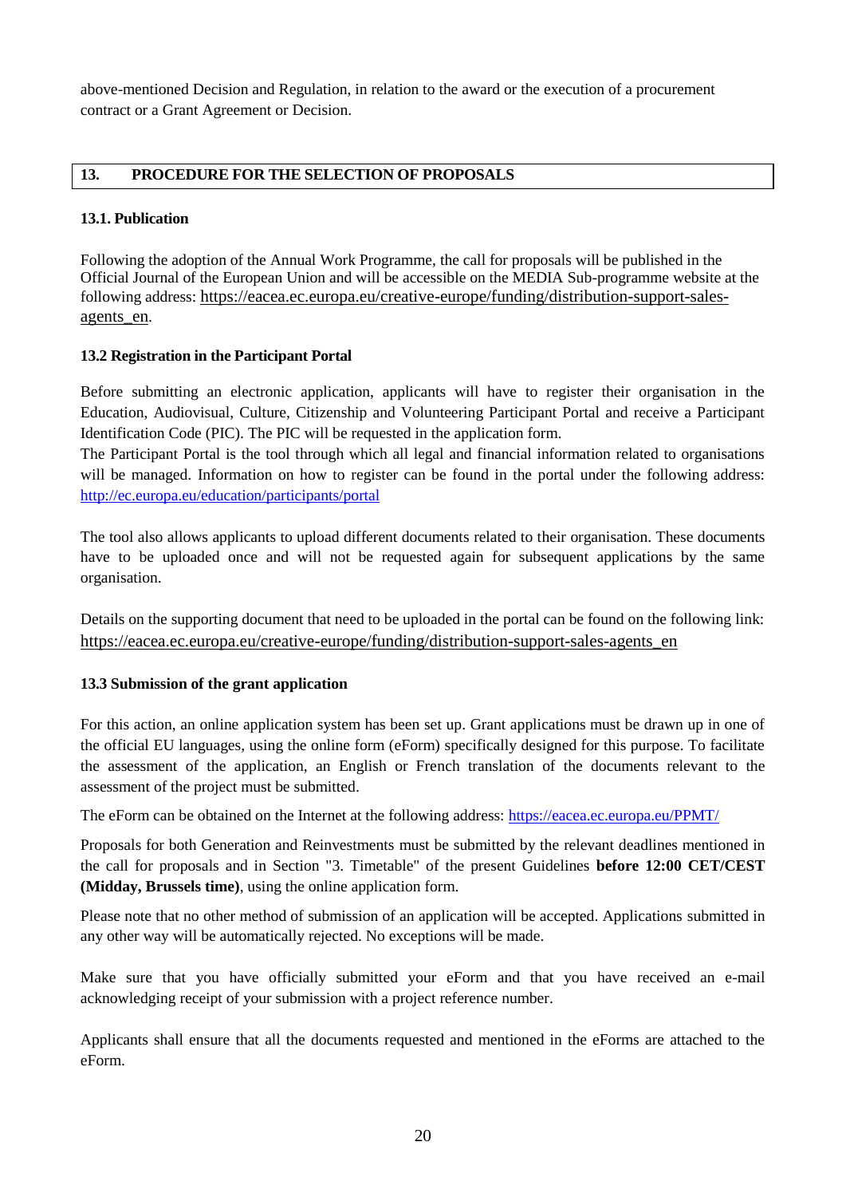above-mentioned Decision and Regulation, in relation to the award or the execution of a procurement contract or a Grant Agreement or Decision.

## 13. PROCEDURE FOR THE SELECTION OF PROPOSALS

### 13.1. Publication

Following the adoption of the Annual Work Programme, the call for proposals will be published in the Official Journal of the European Union and will be accessible on the MEDIA Sub-programme website at the following address: https://eacea.ec.europa.eu/creative-europe/funding/distribution-support-sales-agents_en.

### 13.2 Registration in the Participant Portal

Before submitting an electronic application, applicants will have to register their organisation in the Education, Audiovisual, Culture, Citizenship and Volunteering Participant Portal and receive a Participant Identification Code (PIC). The PIC will be requested in the application form.

The Participant Portal is the tool through which all legal and financial information related to organisations will be managed. Information on how to register can be found in the portal under the following address: http://ec.europa.eu/education/participants/portal

The tool also allows applicants to upload different documents related to their organisation. These documents have to be uploaded once and will not be requested again for subsequent applications by the same organisation.

Details on the supporting document that need to be uploaded in the portal can be found on the following link: https://eacea.ec.europa.eu/creative-europe/funding/distribution-support-sales-agents_en

### 13.3 Submission of the grant application

For this action, an online application system has been set up. Grant applications must be drawn up in one of the official EU languages, using the online form (eForm) specifically designed for this purpose. To facilitate the assessment of the application, an English or French translation of the documents relevant to the assessment of the project must be submitted.

The eForm can be obtained on the Internet at the following address: https://eacea.ec.europa.eu/PPMT/

Proposals for both Generation and Reinvestments must be submitted by the relevant deadlines mentioned in the call for proposals and in Section "3. Timetable" of the present Guidelines **before 12:00 CET/CEST (Midday, Brussels time)**, using the online application form.

Please note that no other method of submission of an application will be accepted. Applications submitted in any other way will be automatically rejected. No exceptions will be made.

Make sure that you have officially submitted your eForm and that you have received an e-mail acknowledging receipt of your submission with a project reference number.

Applicants shall ensure that all the documents requested and mentioned in the eForms are attached to the eForm.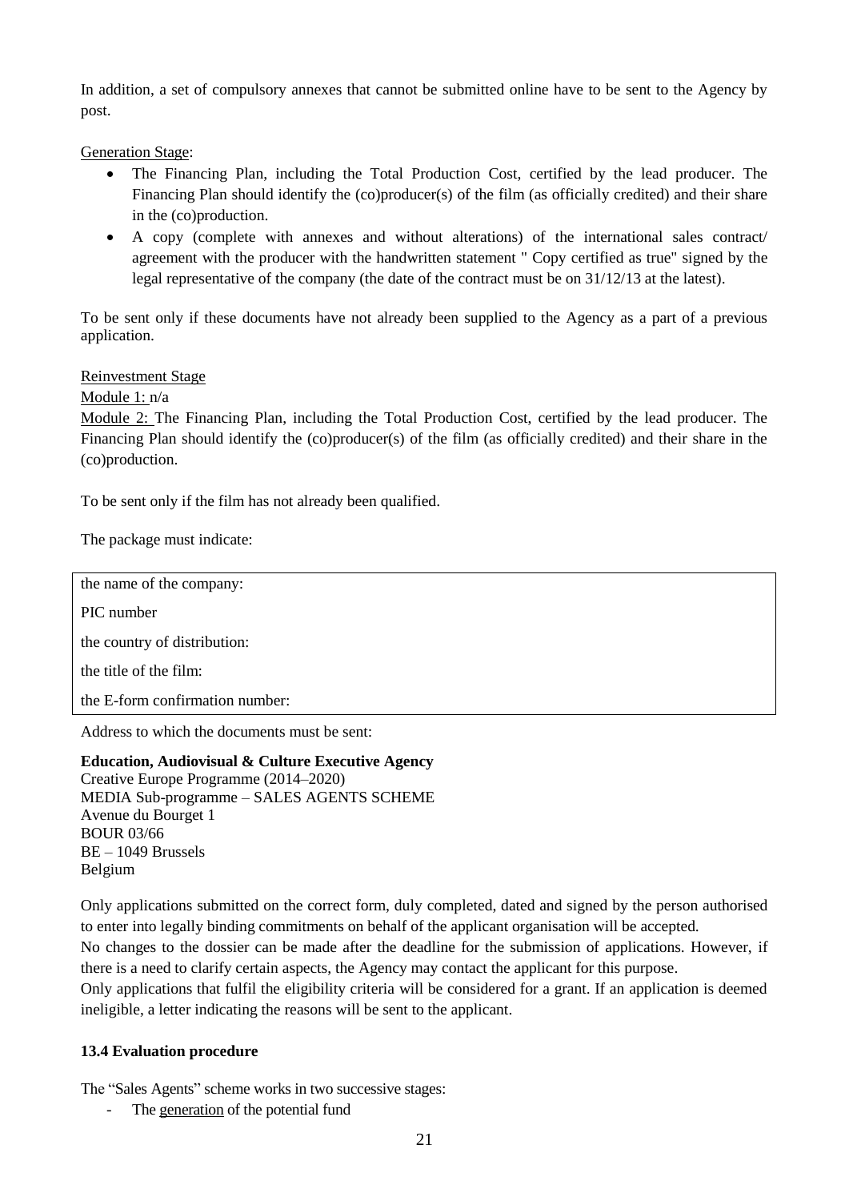In addition, a set of compulsory annexes that cannot be submitted online have to be sent to the Agency by post.

Generation Stage:

- The Financing Plan, including the Total Production Cost, certified by the lead producer. The Financing Plan should identify the (co)producer(s) of the film (as officially credited) and their share in the (co)production.
- A copy (complete with annexes and without alterations) of the international sales contract/ agreement with the producer with the handwritten statement " Copy certified as true" signed by the legal representative of the company (the date of the contract must be on 31/12/13 at the latest).

To be sent only if these documents have not already been supplied to the Agency as a part of a previous application.

Reinvestment Stage

Module 1: n/a

Module 2: The Financing Plan, including the Total Production Cost, certified by the lead producer. The Financing Plan should identify the (co)producer(s) of the film (as officially credited) and their share in the (co)production.

To be sent only if the film has not already been qualified.

The package must indicate:

| the name of the company: |
|---|
| PIC number |
| the country of distribution: |
| the title of the film: |
| the E-form confirmation number: |

Address to which the documents must be sent:

**Education, Audiovisual & Culture Executive Agency**
Creative Europe Programme (2014–2020)
MEDIA Sub-programme – SALES AGENTS SCHEME
Avenue du Bourget 1
BOUR 03/66
BE – 1049 Brussels
Belgium

Only applications submitted on the correct form, duly completed, dated and signed by the person authorised to enter into legally binding commitments on behalf of the applicant organisation will be accepted.
No changes to the dossier can be made after the deadline for the submission of applications. However, if there is a need to clarify certain aspects, the Agency may contact the applicant for this purpose.
Only applications that fulfil the eligibility criteria will be considered for a grant. If an application is deemed ineligible, a letter indicating the reasons will be sent to the applicant.

### 13.4 Evaluation procedure

The "Sales Agents" scheme works in two successive stages:

- The generation of the potential fund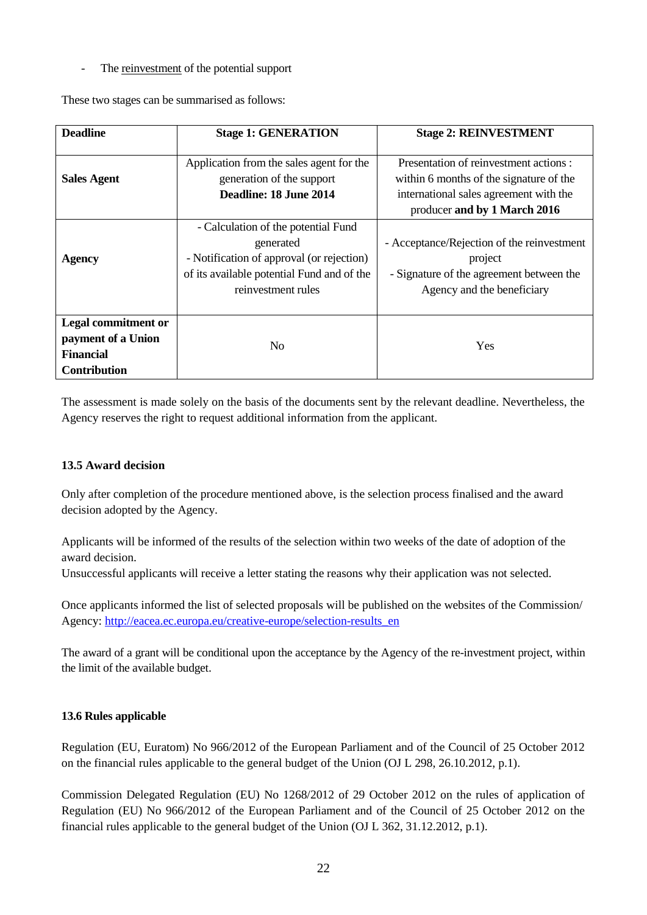- The reinvestment of the potential support

These two stages can be summarised as follows:

| **Deadline** | **Stage 1: GENERATION** | **Stage 2: REINVESTMENT** |
|---|---|---|
| **Sales Agent** | Application from the sales agent for the generation of the support **Deadline: 18 June 2014** | Presentation of reinvestment actions : within 6 months of the signature of the international sales agreement with the producer **and by 1 March 2016** |
| **Agency** | - Calculation of the potential Fund generated<br>- Notification of approval (or rejection) of its available potential Fund and of the reinvestment rules | - Acceptance/Rejection of the reinvestment project<br>- Signature of the agreement between the Agency and the beneficiary |
| **Legal commitment or payment of a Union Financial Contribution** | No | Yes |

The assessment is made solely on the basis of the documents sent by the relevant deadline. Nevertheless, the Agency reserves the right to request additional information from the applicant.

### 13.5 Award decision

Only after completion of the procedure mentioned above, is the selection process finalised and the award decision adopted by the Agency.

Applicants will be informed of the results of the selection within two weeks of the date of adoption of the award decision.
Unsuccessful applicants will receive a letter stating the reasons why their application was not selected.

Once applicants informed the list of selected proposals will be published on the websites of the Commission/ Agency: [http://eacea.ec.europa.eu/creative-europe/selection-results_en](http://eacea.ec.europa.eu/creative-europe/selection-results_en)

The award of a grant will be conditional upon the acceptance by the Agency of the re-investment project, within the limit of the available budget.

### 13.6 Rules applicable

Regulation (EU, Euratom) No 966/2012 of the European Parliament and of the Council of 25 October 2012 on the financial rules applicable to the general budget of the Union (OJ L 298, 26.10.2012, p.1).

Commission Delegated Regulation (EU) No 1268/2012 of 29 October 2012 on the rules of application of Regulation (EU) No 966/2012 of the European Parliament and of the Council of 25 October 2012 on the financial rules applicable to the general budget of the Union (OJ L 362, 31.12.2012, p.1).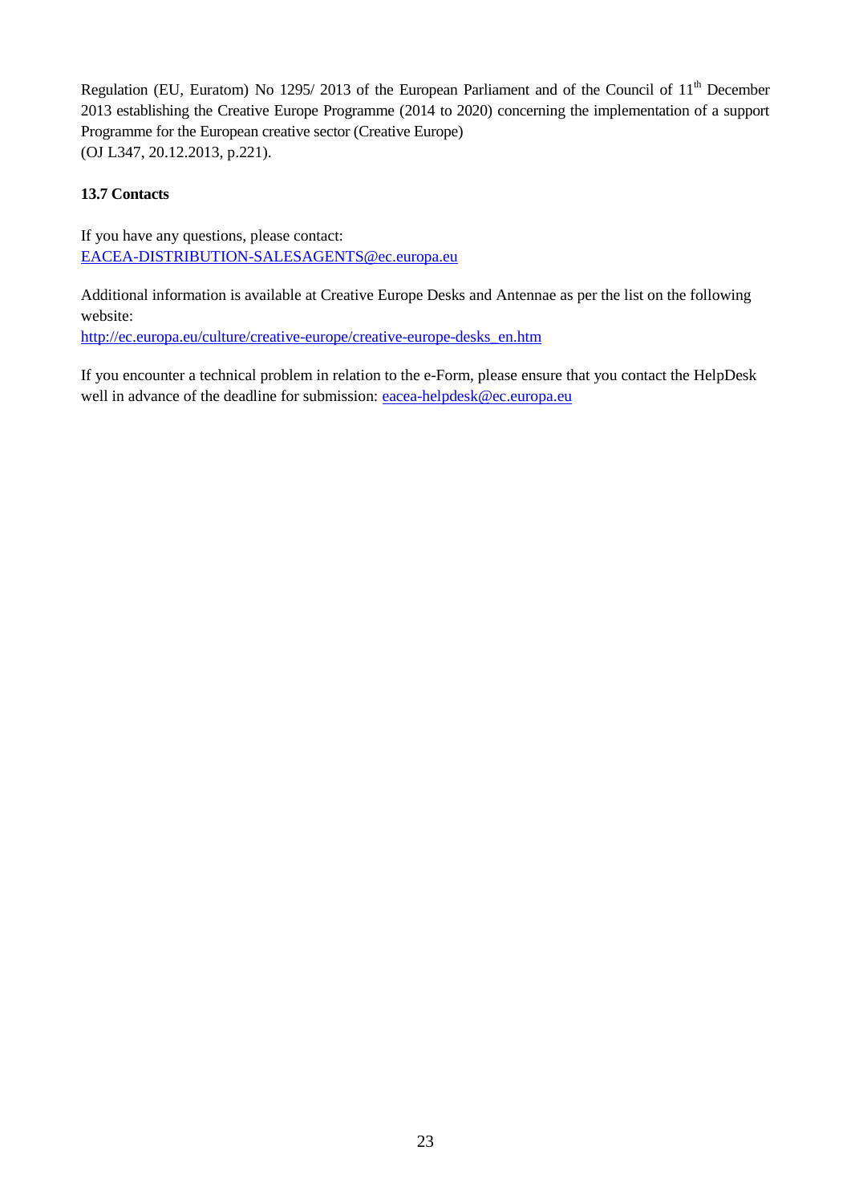Regulation (EU, Euratom) No 1295/ 2013 of the European Parliament and of the Council of 11th December 2013 establishing the Creative Europe Programme (2014 to 2020) concerning the implementation of a support Programme for the European creative sector (Creative Europe)
(OJ L347, 20.12.2013, p.221).

**13.7 Contacts**

If you have any questions, please contact:
EACEA-DISTRIBUTION-SALESAGENTS@ec.europa.eu

Additional information is available at Creative Europe Desks and Antennae as per the list on the following website:
http://ec.europa.eu/culture/creative-europe/creative-europe-desks_en.htm

If you encounter a technical problem in relation to the e-Form, please ensure that you contact the HelpDesk well in advance of the deadline for submission: eacea-helpdesk@ec.europa.eu